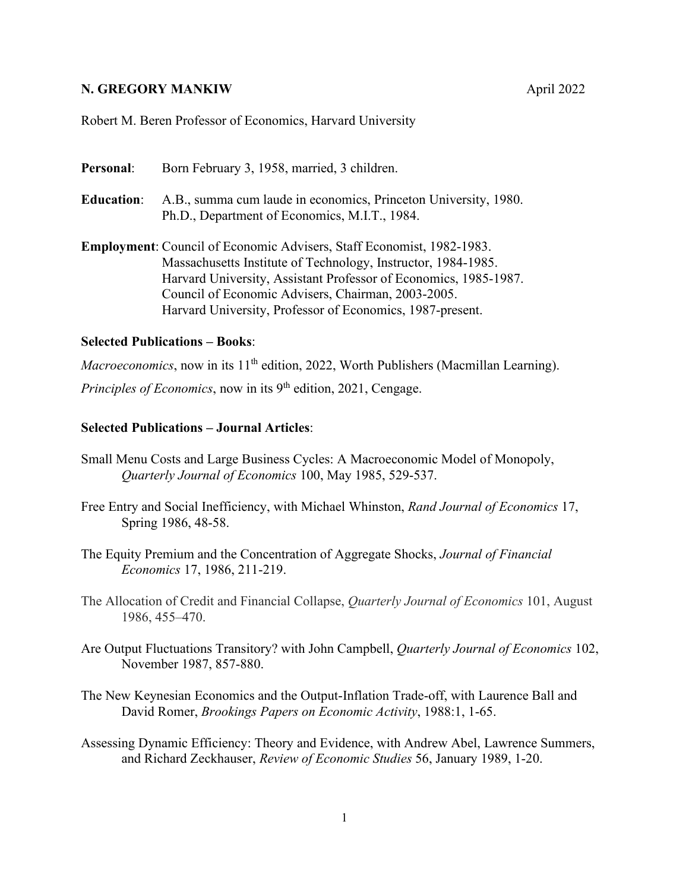**N. GREGORY MANKIW** April 2022

Robert M. Beren Professor of Economics, Harvard University

**Personal**: Born February 3, 1958, married, 3 children.

**Education**: A.B., summa cum laude in economics, Princeton University, 1980.
Ph.D., Department of Economics, M.I.T., 1984.

**Employment**: Council of Economic Advisers, Staff Economist, 1982-1983.
Massachusetts Institute of Technology, Instructor, 1984-1985.
Harvard University, Assistant Professor of Economics, 1985-1987.
Council of Economic Advisers, Chairman, 2003-2005.
Harvard University, Professor of Economics, 1987-present.

**Selected Publications – Books**:

*Macroeconomics*, now in its 11th edition, 2022, Worth Publishers (Macmillan Learning).

*Principles of Economics*, now in its 9th edition, 2021, Cengage.

**Selected Publications – Journal Articles**:

Small Menu Costs and Large Business Cycles: A Macroeconomic Model of Monopoly, *Quarterly Journal of Economics* 100, May 1985, 529-537.

Free Entry and Social Inefficiency, with Michael Whinston, *Rand Journal of Economics* 17, Spring 1986, 48-58.

The Equity Premium and the Concentration of Aggregate Shocks, *Journal of Financial Economics* 17, 1986, 211-219.

The Allocation of Credit and Financial Collapse, *Quarterly Journal of Economics* 101, August 1986, 455–470.

Are Output Fluctuations Transitory? with John Campbell, *Quarterly Journal of Economics* 102, November 1987, 857-880.

The New Keynesian Economics and the Output-Inflation Trade-off, with Laurence Ball and David Romer, *Brookings Papers on Economic Activity*, 1988:1, 1-65.

Assessing Dynamic Efficiency: Theory and Evidence, with Andrew Abel, Lawrence Summers, and Richard Zeckhauser, *Review of Economic Studies* 56, January 1989, 1-20.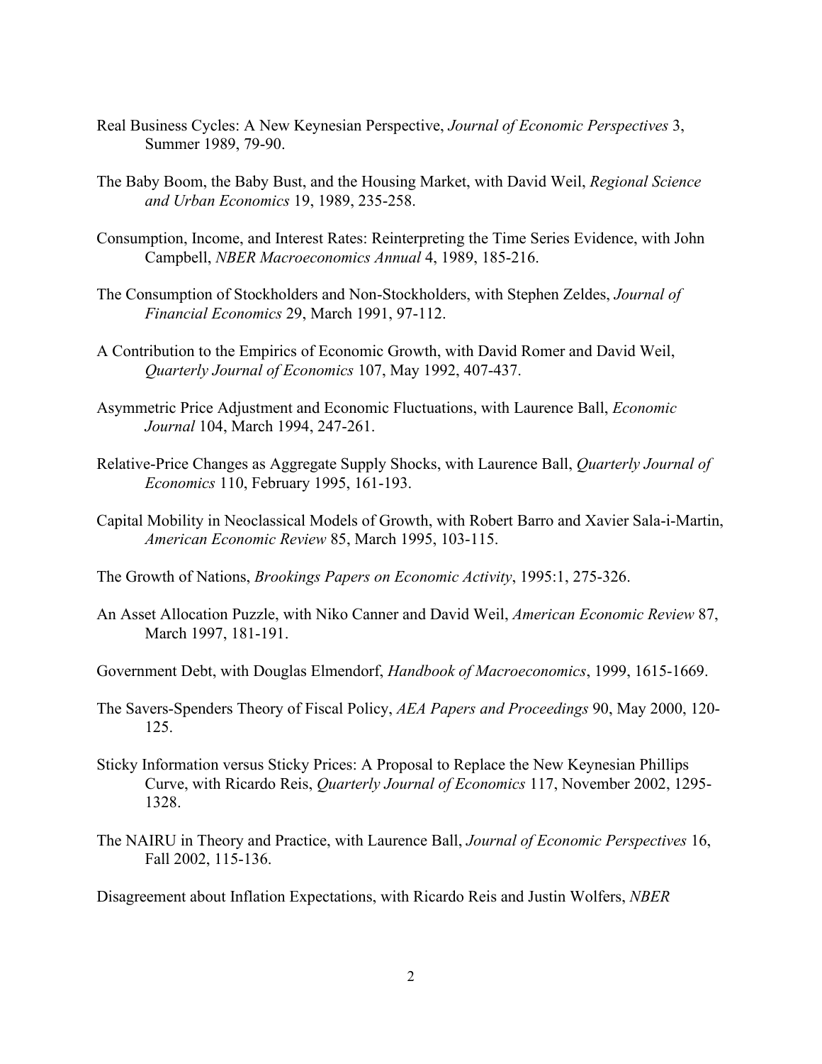Real Business Cycles: A New Keynesian Perspective, *Journal of Economic Perspectives* 3, Summer 1989, 79-90.

The Baby Boom, the Baby Bust, and the Housing Market, with David Weil, *Regional Science and Urban Economics* 19, 1989, 235-258.

Consumption, Income, and Interest Rates: Reinterpreting the Time Series Evidence, with John Campbell, *NBER Macroeconomics Annual* 4, 1989, 185-216.

The Consumption of Stockholders and Non-Stockholders, with Stephen Zeldes, *Journal of Financial Economics* 29, March 1991, 97-112.

A Contribution to the Empirics of Economic Growth, with David Romer and David Weil, *Quarterly Journal of Economics* 107, May 1992, 407-437.

Asymmetric Price Adjustment and Economic Fluctuations, with Laurence Ball, *Economic Journal* 104, March 1994, 247-261.

Relative-Price Changes as Aggregate Supply Shocks, with Laurence Ball, *Quarterly Journal of Economics* 110, February 1995, 161-193.

Capital Mobility in Neoclassical Models of Growth, with Robert Barro and Xavier Sala-i-Martin, *American Economic Review* 85, March 1995, 103-115.

The Growth of Nations, *Brookings Papers on Economic Activity*, 1995:1, 275-326.

An Asset Allocation Puzzle, with Niko Canner and David Weil, *American Economic Review* 87, March 1997, 181-191.

Government Debt, with Douglas Elmendorf, *Handbook of Macroeconomics*, 1999, 1615-1669.

The Savers-Spenders Theory of Fiscal Policy, *AEA Papers and Proceedings* 90, May 2000, 120-125.

Sticky Information versus Sticky Prices: A Proposal to Replace the New Keynesian Phillips Curve, with Ricardo Reis, *Quarterly Journal of Economics* 117, November 2002, 1295-1328.

The NAIRU in Theory and Practice, with Laurence Ball, *Journal of Economic Perspectives* 16, Fall 2002, 115-136.

Disagreement about Inflation Expectations, with Ricardo Reis and Justin Wolfers, *NBER*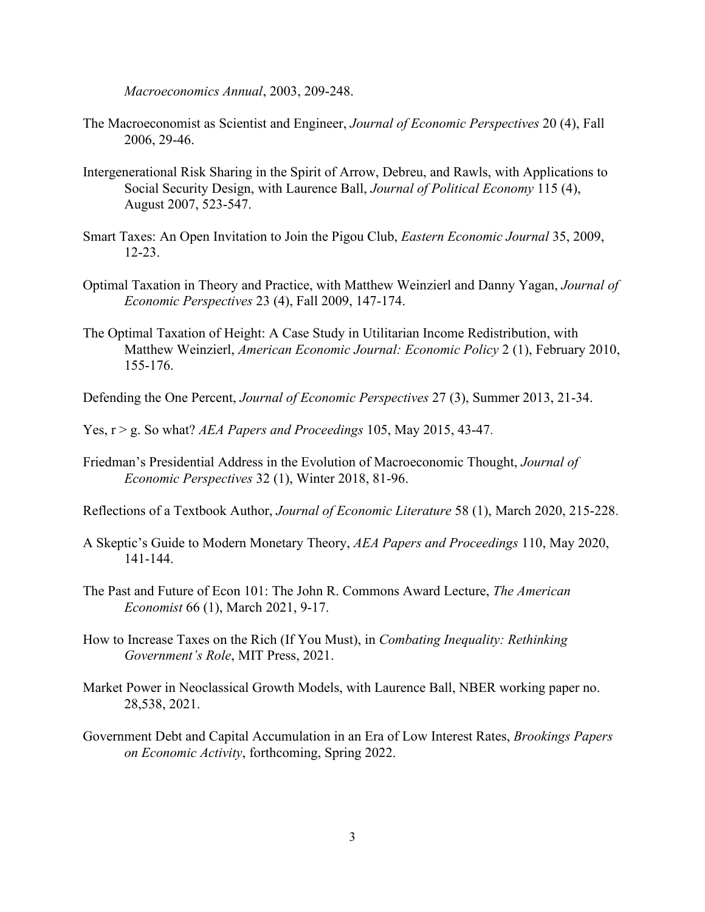*Macroeconomics Annual*, 2003, 209-248.

The Macroeconomist as Scientist and Engineer, *Journal of Economic Perspectives* 20 (4), Fall 2006, 29-46.

Intergenerational Risk Sharing in the Spirit of Arrow, Debreu, and Rawls, with Applications to Social Security Design, with Laurence Ball, *Journal of Political Economy* 115 (4), August 2007, 523-547.

Smart Taxes: An Open Invitation to Join the Pigou Club, *Eastern Economic Journal* 35, 2009, 12-23.

Optimal Taxation in Theory and Practice, with Matthew Weinzierl and Danny Yagan, *Journal of Economic Perspectives* 23 (4), Fall 2009, 147-174.

The Optimal Taxation of Height: A Case Study in Utilitarian Income Redistribution, with Matthew Weinzierl, *American Economic Journal: Economic Policy* 2 (1), February 2010, 155-176.

Defending the One Percent, *Journal of Economic Perspectives* 27 (3), Summer 2013, 21-34.

Yes, r > g. So what? *AEA Papers and Proceedings* 105, May 2015, 43-47.

Friedman's Presidential Address in the Evolution of Macroeconomic Thought, *Journal of Economic Perspectives* 32 (1), Winter 2018, 81-96.

Reflections of a Textbook Author, *Journal of Economic Literature* 58 (1), March 2020, 215-228.

A Skeptic's Guide to Modern Monetary Theory, *AEA Papers and Proceedings* 110, May 2020, 141-144.

The Past and Future of Econ 101: The John R. Commons Award Lecture, *The American Economist* 66 (1), March 2021, 9-17.

How to Increase Taxes on the Rich (If You Must), in *Combating Inequality: Rethinking Government's Role*, MIT Press, 2021.

Market Power in Neoclassical Growth Models, with Laurence Ball, NBER working paper no. 28,538, 2021.

Government Debt and Capital Accumulation in an Era of Low Interest Rates, *Brookings Papers on Economic Activity*, forthcoming, Spring 2022.